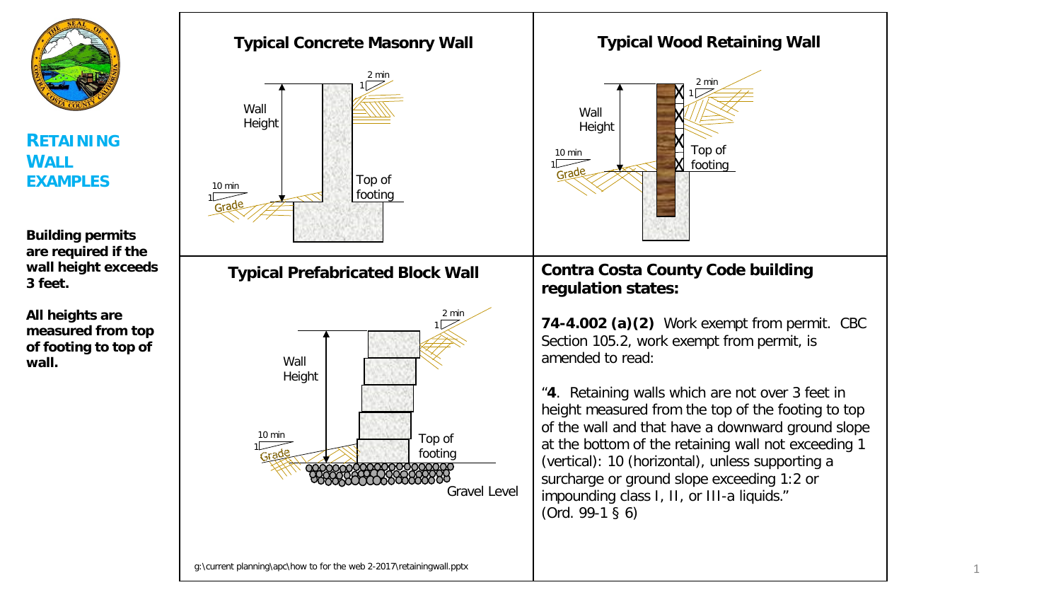# RETAINING WALL EXAMPLES

**Building permits are required if the wall height exceeds 3 feet.**

**All heights are measured from top of footing to top of wall.**

## Typical Concrete Masonry Wall

Wall Height

2 min

1

10 min

1

Grade

Top of footing

## Typical Wood Retaining Wall

Wall Height

2 min

1

10 min

1

Grade

Top of footing

## Typical Prefabricated Block Wall

Wall Height

2 min

1

10 min

1

Grade

Top of footing

Gravel Level

## Contra Costa County Code building regulation states:

**74-4.002 (a)(2)** Work exempt from permit. CBC Section 105.2, work exempt from permit, is amended to read:

"**4**. Retaining walls which are not over 3 feet in height measured from the top of the footing to top of the wall and that have a downward ground slope at the bottom of the retaining wall not exceeding 1 (vertical): 10 (horizontal), unless supporting a surcharge or ground slope exceeding 1:2 or impounding class I, II, or III-a liquids." (Ord. 99-1 § 6)

g:\current planning\apc\how to for the web 2-2017\retainingwall.pptx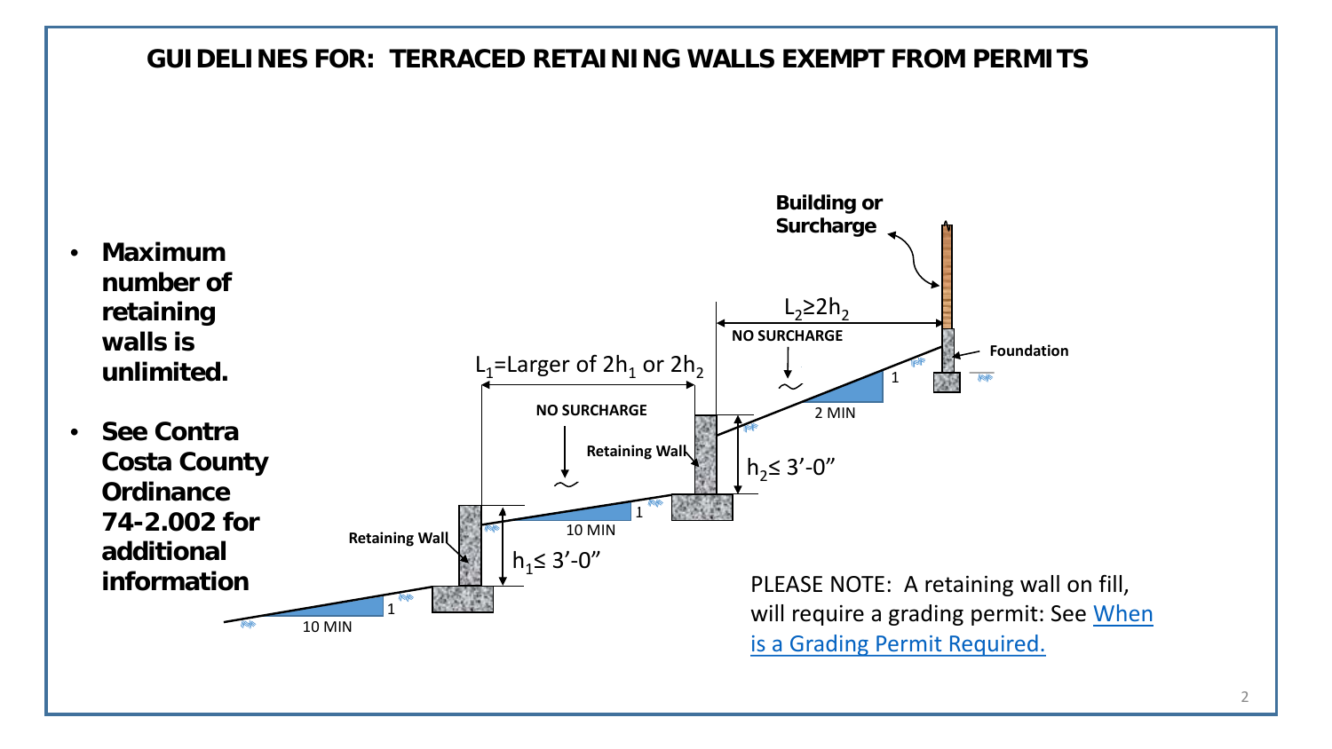# GUIDELINES FOR: TERRACED RETAINING WALLS EXEMPT FROM PERMITS

- **Maximum number of retaining walls is unlimited.**
- **See Contra Costa County Ordinance 74-2.002 for additional information**

Building or Surcharge

$L_2 \geq 2h_2$

NO SURCHARGE

Foundation

$L_1$=Larger of $2h_1$ or $2h_2$

NO SURCHARGE

1

2 MIN

Retaining Wall

$h_2 \leq$ 3'-0"

1

10 MIN

Retaining Wall

$h_1 \leq$ 3'-0"

1

10 MIN

PLEASE NOTE: A retaining wall on fill, will require a grading permit: See When is a Grading Permit Required.